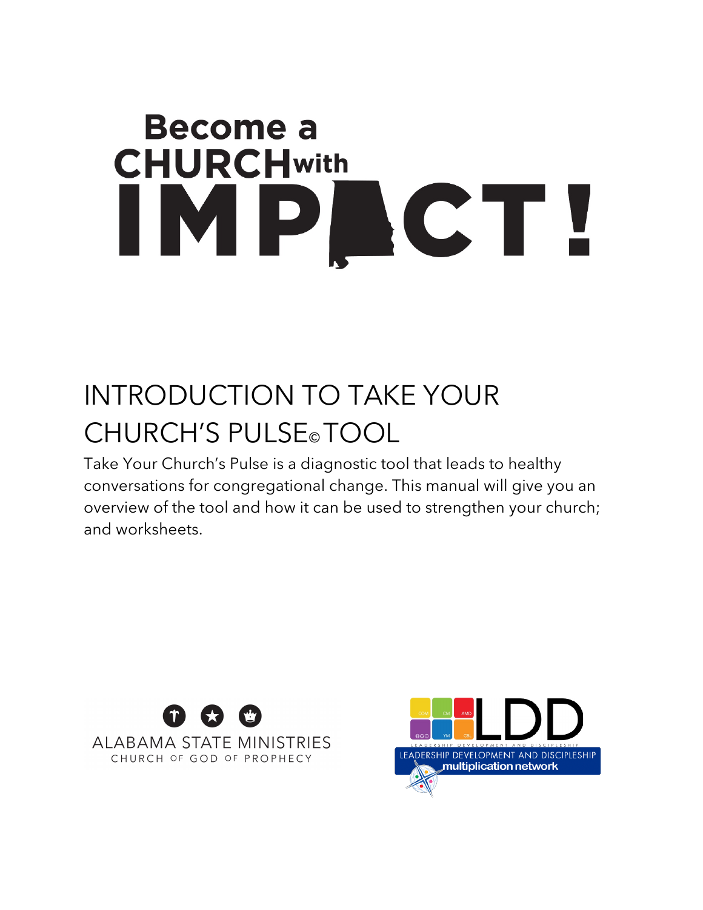# Become a CHURCH with IMPACT!

## INTRODUCTION TO TAKE YOUR CHURCH'S PULSE© TOOL

Take Your Church's Pulse is a diagnostic tool that leads to healthy conversations for congregational change. This manual will give you an overview of the tool and how it can be used to strengthen your church; and worksheets.

ALABAMA STATE MINISTRIES
CHURCH OF GOD OF PROPHECY

LDD
LEADERSHIP DEVELOPMENT AND DISCIPLESHIP
multiplication network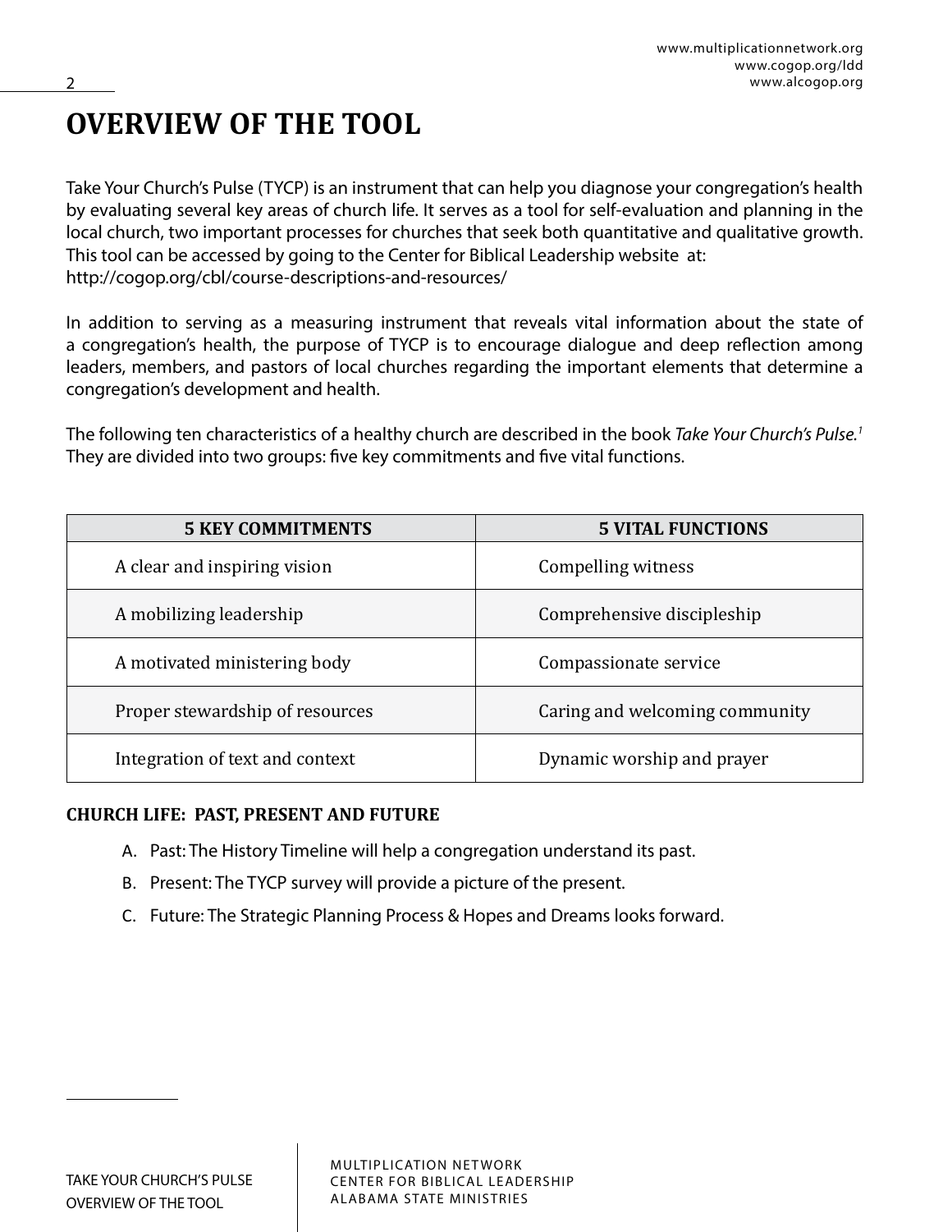# OVERVIEW OF THE TOOL

Take Your Church's Pulse (TYCP) is an instrument that can help you diagnose your congregation's health by evaluating several key areas of church life. It serves as a tool for self-evaluation and planning in the local church, two important processes for churches that seek both quantitative and qualitative growth. This tool can be accessed by going to the Center for Biblical Leadership website at: http://cogop.org/cbl/course-descriptions-and-resources/

In addition to serving as a measuring instrument that reveals vital information about the state of a congregation's health, the purpose of TYCP is to encourage dialogue and deep reflection among leaders, members, and pastors of local churches regarding the important elements that determine a congregation's development and health.

The following ten characteristics of a healthy church are described in the book *Take Your Church's Pulse.*[1] They are divided into two groups: five key commitments and five vital functions.

| 5 KEY COMMITMENTS | 5 VITAL FUNCTIONS |
|---|---|
| A clear and inspiring vision | Compelling witness |
| A mobilizing leadership | Comprehensive discipleship |
| A motivated ministering body | Compassionate service |
| Proper stewardship of resources | Caring and welcoming community |
| Integration of text and context | Dynamic worship and prayer |

**CHURCH LIFE: PAST, PRESENT AND FUTURE**

A. Past: The History Timeline will help a congregation understand its past.
B. Present: The TYCP survey will provide a picture of the present.
C. Future: The Strategic Planning Process & Hopes and Dreams looks forward.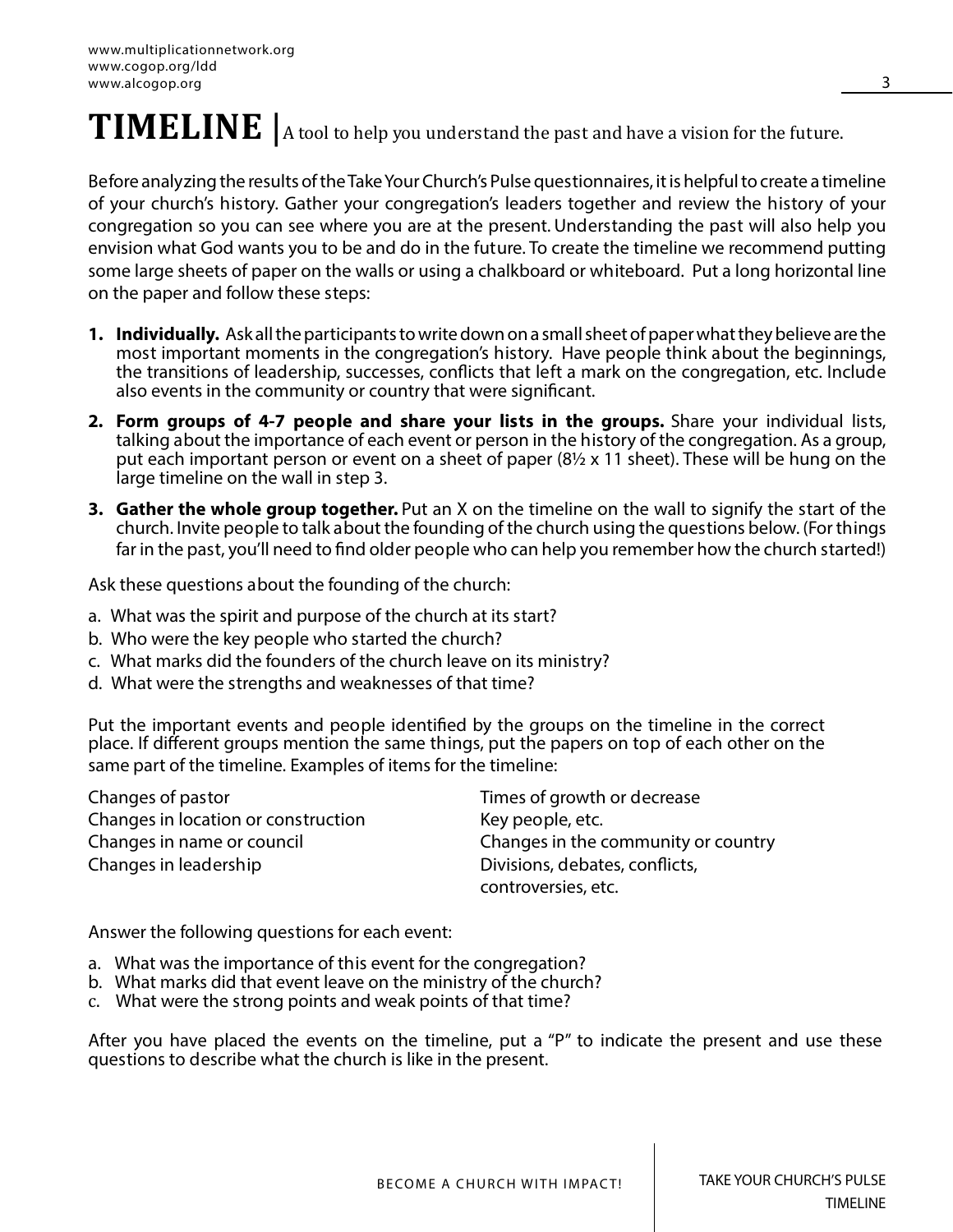# TIMELINE | A tool to help you understand the past and have a vision for the future.

Before analyzing the results of the Take Your Church's Pulse questionnaires, it is helpful to create a timeline of your church's history. Gather your congregation's leaders together and review the history of your congregation so you can see where you are at the present. Understanding the past will also help you envision what God wants you to be and do in the future. To create the timeline we recommend putting some large sheets of paper on the walls or using a chalkboard or whiteboard. Put a long horizontal line on the paper and follow these steps:

1. **Individually.** Ask all the participants to write down on a small sheet of paper what they believe are the most important moments in the congregation's history. Have people think about the beginnings, the transitions of leadership, successes, conflicts that left a mark on the congregation, etc. Include also events in the community or country that were significant.
2. **Form groups of 4-7 people and share your lists in the groups.** Share your individual lists, talking about the importance of each event or person in the history of the congregation. As a group, put each important person or event on a sheet of paper (8½ x 11 sheet). These will be hung on the large timeline on the wall in step 3.
3. **Gather the whole group together.** Put an X on the timeline on the wall to signify the start of the church. Invite people to talk about the founding of the church using the questions below. (For things far in the past, you'll need to find older people who can help you remember how the church started!)

Ask these questions about the founding of the church:

a. What was the spirit and purpose of the church at its start?
b. Who were the key people who started the church?
c. What marks did the founders of the church leave on its ministry?
d. What were the strengths and weaknesses of that time?

Put the important events and people identified by the groups on the timeline in the correct place. If different groups mention the same things, put the papers on top of each other on the same part of the timeline. Examples of items for the timeline:

- Changes of pastor
- Changes in location or construction
- Changes in name or council
- Changes in leadership
- Times of growth or decrease
- Key people, etc.
- Changes in the community or country
- Divisions, debates, conflicts, controversies, etc.

Answer the following questions for each event:

a. What was the importance of this event for the congregation?
b. What marks did that event leave on the ministry of the church?
c. What were the strong points and weak points of that time?

After you have placed the events on the timeline, put a "P" to indicate the present and use these questions to describe what the church is like in the present.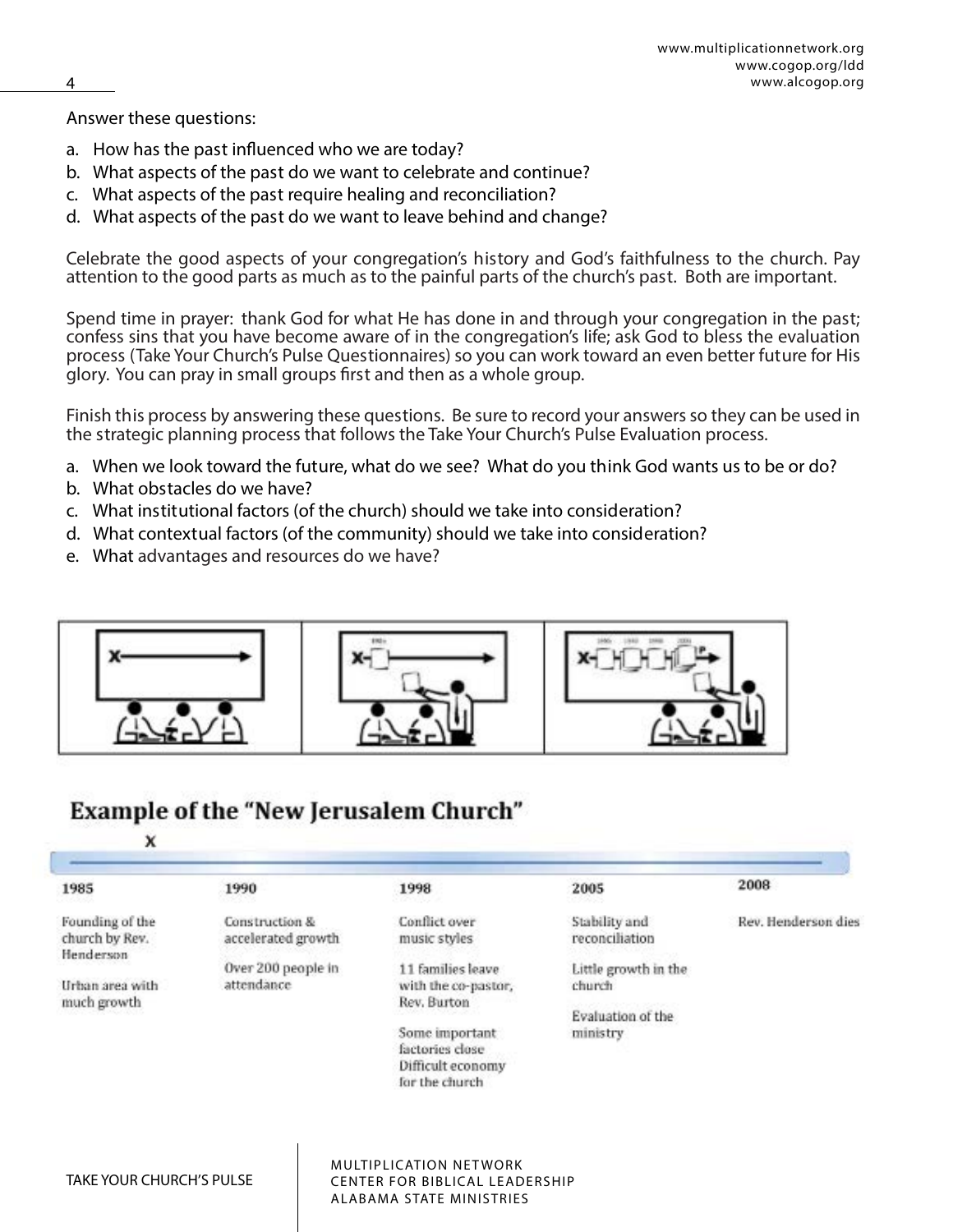Answer these questions:

a. How has the past influenced who we are today?
b. What aspects of the past do we want to celebrate and continue?
c. What aspects of the past require healing and reconciliation?
d. What aspects of the past do we want to leave behind and change?

Celebrate the good aspects of your congregation's history and God's faithfulness to the church. Pay attention to the good parts as much as to the painful parts of the church's past. Both are important.

Spend time in prayer: thank God for what He has done in and through your congregation in the past; confess sins that you have become aware of in the congregation's life; ask God to bless the evaluation process (Take Your Church's Pulse Questionnaires) so you can work toward an even better future for His glory. You can pray in small groups first and then as a whole group.

Finish this process by answering these questions. Be sure to record your answers so they can be used in the strategic planning process that follows the Take Your Church's Pulse Evaluation process.

a. When we look toward the future, what do we see? What do you think God wants us to be or do?
b. What obstacles do we have?
c. What institutional factors (of the church) should we take into consideration?
d. What contextual factors (of the community) should we take into consideration?
e. What advantages and resources do we have?

## Example of the "New Jerusalem Church"

| 1985 | 1990 | 1998 | 2005 | 2008 |
| --- | --- | --- | --- | --- |
| Founding of the church by Rev. Henderson | Construction & accelerated growth | Conflict over music styles | Stability and reconciliation | Rev. Henderson dies |
| Urban area with much growth | Over 200 people in attendance | 11 families leave with the co-pastor, Rev. Burton | Little growth in the church | |
| | | Some important factories close Difficult economy for the church | Evaluation of the ministry | |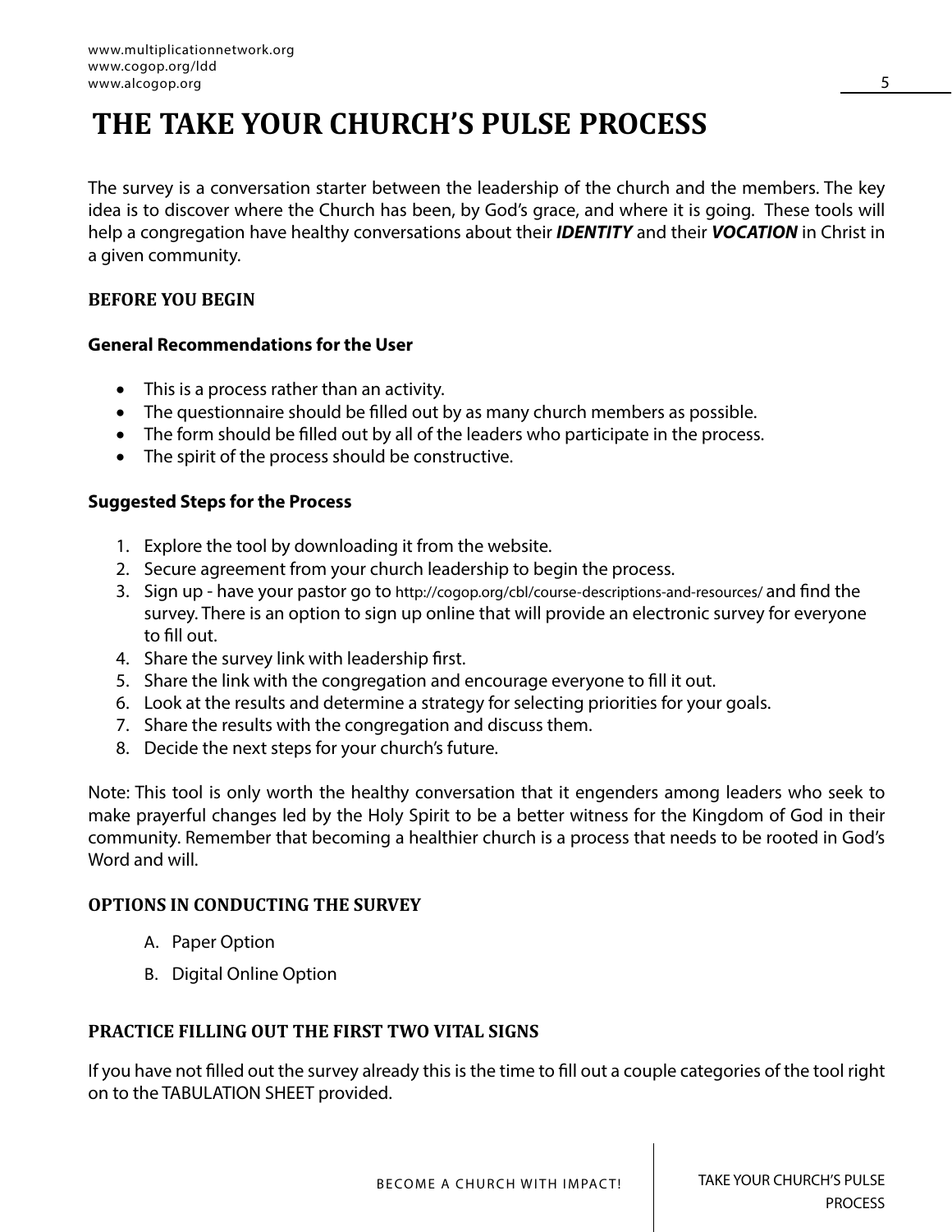# THE TAKE YOUR CHURCH'S PULSE PROCESS

The survey is a conversation starter between the leadership of the church and the members. The key idea is to discover where the Church has been, by God's grace, and where it is going. These tools will help a congregation have healthy conversations about their ***IDENTITY*** and their ***VOCATION*** in Christ in a given community.

## BEFORE YOU BEGIN

### General Recommendations for the User

- This is a process rather than an activity.
- The questionnaire should be filled out by as many church members as possible.
- The form should be filled out by all of the leaders who participate in the process.
- The spirit of the process should be constructive.

### Suggested Steps for the Process

1. Explore the tool by downloading it from the website.
2. Secure agreement from your church leadership to begin the process.
3. Sign up - have your pastor go to http://cogop.org/cbl/course-descriptions-and-resources/ and find the survey. There is an option to sign up online that will provide an electronic survey for everyone to fill out.
4. Share the survey link with leadership first.
5. Share the link with the congregation and encourage everyone to fill it out.
6. Look at the results and determine a strategy for selecting priorities for your goals.
7. Share the results with the congregation and discuss them.
8. Decide the next steps for your church's future.

Note: This tool is only worth the healthy conversation that it engenders among leaders who seek to make prayerful changes led by the Holy Spirit to be a better witness for the Kingdom of God in their community. Remember that becoming a healthier church is a process that needs to be rooted in God's Word and will.

## OPTIONS IN CONDUCTING THE SURVEY

A. Paper Option

B. Digital Online Option

## PRACTICE FILLING OUT THE FIRST TWO VITAL SIGNS

If you have not filled out the survey already this is the time to fill out a couple categories of the tool right on to the TABULATION SHEET provided.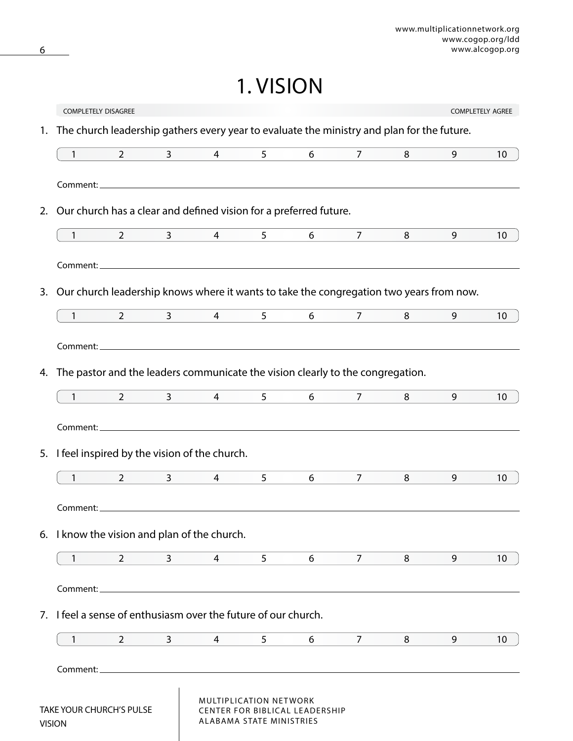# 1. VISION

COMPLETELY DISAGREE — COMPLETELY AGREE

1. The church leadership gathers every year to evaluate the ministry and plan for the future.

| 1 | 2 | 3 | 4 | 5 | 6 | 7 | 8 | 9 | 10 |
|---|---|---|---|---|---|---|---|---|---|

Comment: ______________________________

2. Our church has a clear and defined vision for a preferred future.

| 1 | 2 | 3 | 4 | 5 | 6 | 7 | 8 | 9 | 10 |
|---|---|---|---|---|---|---|---|---|---|

Comment: ______________________________

3. Our church leadership knows where it wants to take the congregation two years from now.

| 1 | 2 | 3 | 4 | 5 | 6 | 7 | 8 | 9 | 10 |
|---|---|---|---|---|---|---|---|---|---|

Comment: ______________________________

4. The pastor and the leaders communicate the vision clearly to the congregation.

| 1 | 2 | 3 | 4 | 5 | 6 | 7 | 8 | 9 | 10 |
|---|---|---|---|---|---|---|---|---|---|

Comment: ______________________________

5. I feel inspired by the vision of the church.

| 1 | 2 | 3 | 4 | 5 | 6 | 7 | 8 | 9 | 10 |
|---|---|---|---|---|---|---|---|---|---|

Comment: ______________________________

6. I know the vision and plan of the church.

| 1 | 2 | 3 | 4 | 5 | 6 | 7 | 8 | 9 | 10 |
|---|---|---|---|---|---|---|---|---|---|

Comment: ______________________________

7. I feel a sense of enthusiasm over the future of our church.

| 1 | 2 | 3 | 4 | 5 | 6 | 7 | 8 | 9 | 10 |
|---|---|---|---|---|---|---|---|---|---|

Comment: ______________________________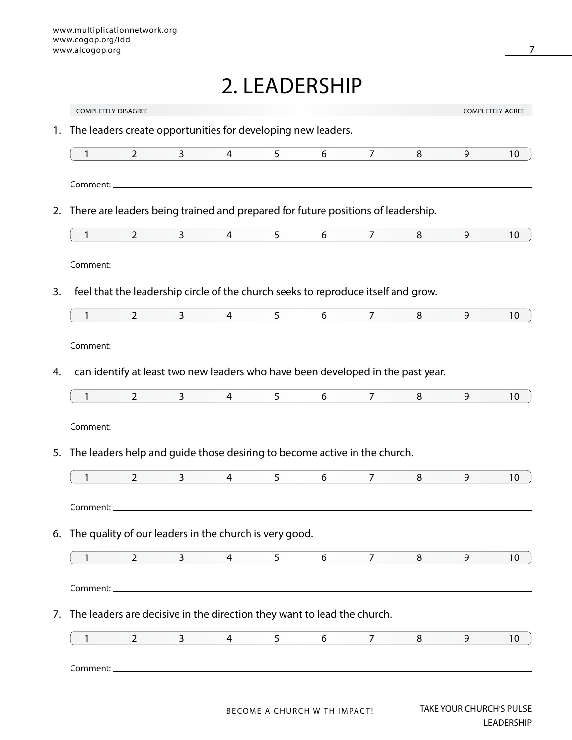# 2. LEADERSHIP

COMPLETELY DISAGREE — COMPLETELY AGREE

1. The leaders create opportunities for developing new leaders.

   1 2 3 4 5 6 7 8 9 10

   Comment: \_\_\_\_\_\_\_\_\_\_\_\_\_\_\_\_\_\_\_\_\_\_\_\_\_\_\_\_\_\_\_\_\_\_\_\_\_\_\_\_

2. There are leaders being trained and prepared for future positions of leadership.

   1 2 3 4 5 6 7 8 9 10

   Comment: \_\_\_\_\_\_\_\_\_\_\_\_\_\_\_\_\_\_\_\_\_\_\_\_\_\_\_\_\_\_\_\_\_\_\_\_\_\_\_\_

3. I feel that the leadership circle of the church seeks to reproduce itself and grow.

   1 2 3 4 5 6 7 8 9 10

   Comment: \_\_\_\_\_\_\_\_\_\_\_\_\_\_\_\_\_\_\_\_\_\_\_\_\_\_\_\_\_\_\_\_\_\_\_\_\_\_\_\_

4. I can identify at least two new leaders who have been developed in the past year.

   1 2 3 4 5 6 7 8 9 10

   Comment: \_\_\_\_\_\_\_\_\_\_\_\_\_\_\_\_\_\_\_\_\_\_\_\_\_\_\_\_\_\_\_\_\_\_\_\_\_\_\_\_

5. The leaders help and guide those desiring to become active in the church.

   1 2 3 4 5 6 7 8 9 10

   Comment: \_\_\_\_\_\_\_\_\_\_\_\_\_\_\_\_\_\_\_\_\_\_\_\_\_\_\_\_\_\_\_\_\_\_\_\_\_\_\_\_

6. The quality of our leaders in the church is very good.

   1 2 3 4 5 6 7 8 9 10

   Comment: \_\_\_\_\_\_\_\_\_\_\_\_\_\_\_\_\_\_\_\_\_\_\_\_\_\_\_\_\_\_\_\_\_\_\_\_\_\_\_\_

7. The leaders are decisive in the direction they want to lead the church.

   1 2 3 4 5 6 7 8 9 10

   Comment: \_\_\_\_\_\_\_\_\_\_\_\_\_\_\_\_\_\_\_\_\_\_\_\_\_\_\_\_\_\_\_\_\_\_\_\_\_\_\_\_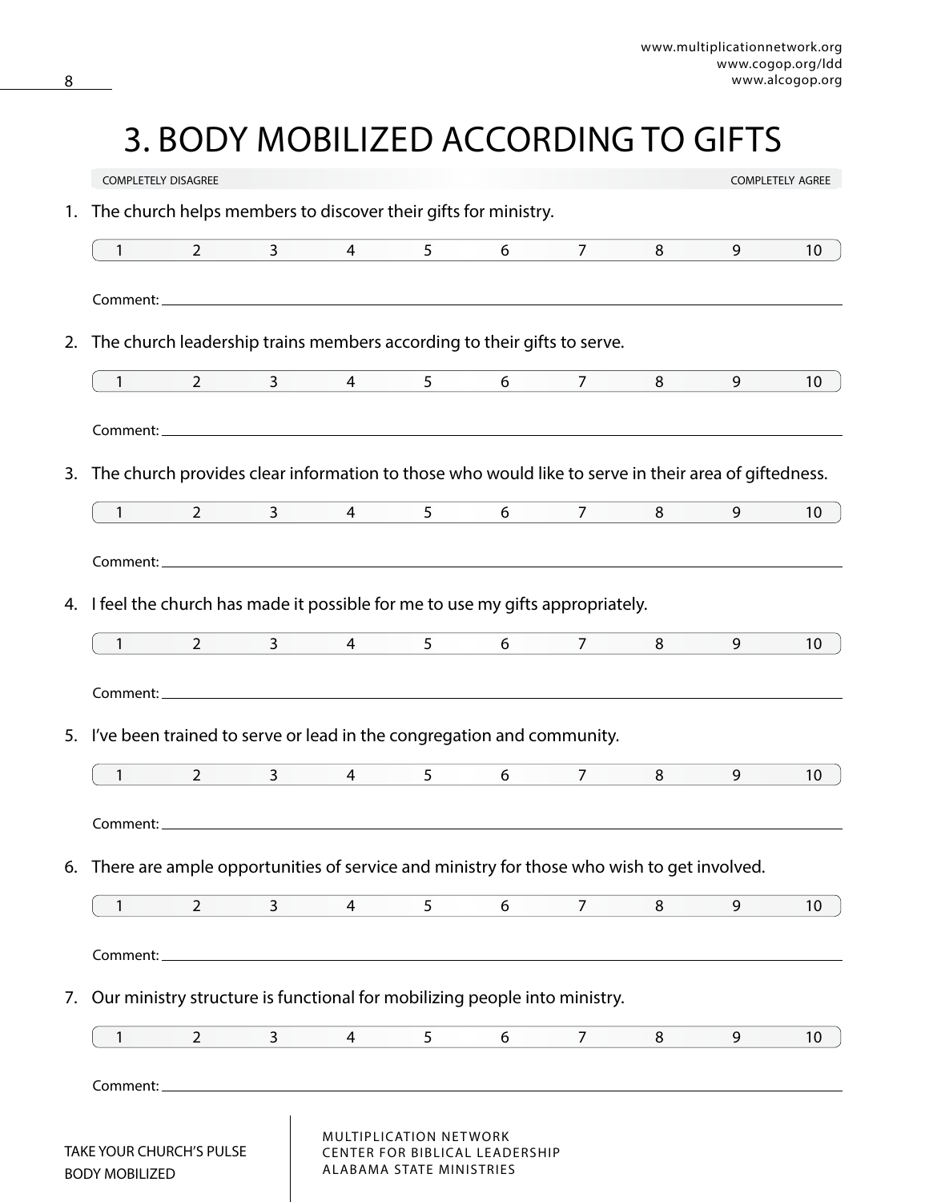# 3. BODY MOBILIZED ACCORDING TO GIFTS

COMPLETELY DISAGREE — COMPLETELY AGREE

1. The church helps members to discover their gifts for ministry.

   1 2 3 4 5 6 7 8 9 10

   Comment: ______________________________

2. The church leadership trains members according to their gifts to serve.

   1 2 3 4 5 6 7 8 9 10

   Comment: ______________________________

3. The church provides clear information to those who would like to serve in their area of giftedness.

   1 2 3 4 5 6 7 8 9 10

   Comment: ______________________________

4. I feel the church has made it possible for me to use my gifts appropriately.

   1 2 3 4 5 6 7 8 9 10

   Comment: ______________________________

5. I've been trained to serve or lead in the congregation and community.

   1 2 3 4 5 6 7 8 9 10

   Comment: ______________________________

6. There are ample opportunities of service and ministry for those who wish to get involved.

   1 2 3 4 5 6 7 8 9 10

   Comment: ______________________________

7. Our ministry structure is functional for mobilizing people into ministry.

   1 2 3 4 5 6 7 8 9 10

   Comment: ______________________________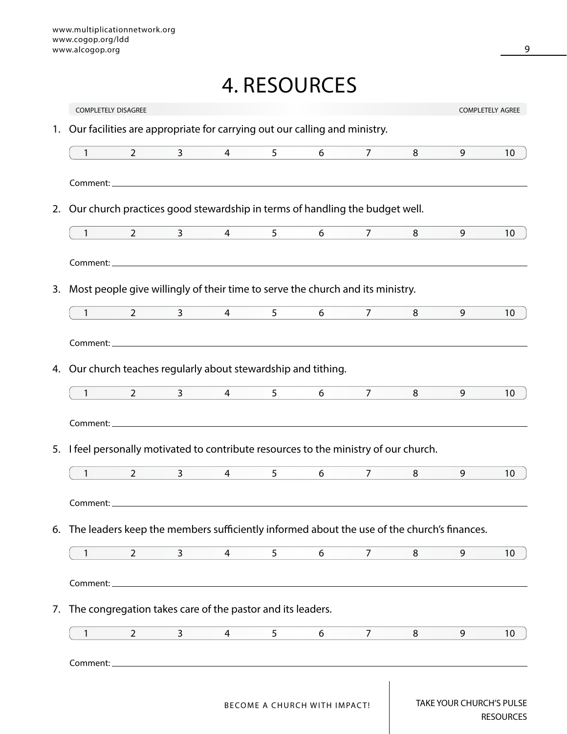# 4. RESOURCES

COMPLETELY DISAGREE — COMPLETELY AGREE

1. Our facilities are appropriate for carrying out our calling and ministry.

| 1 | 2 | 3 | 4 | 5 | 6 | 7 | 8 | 9 | 10 |
|---|---|---|---|---|---|---|---|---|---|

Comment: ______________________________

2. Our church practices good stewardship in terms of handling the budget well.

| 1 | 2 | 3 | 4 | 5 | 6 | 7 | 8 | 9 | 10 |
|---|---|---|---|---|---|---|---|---|---|

Comment: ______________________________

3. Most people give willingly of their time to serve the church and its ministry.

| 1 | 2 | 3 | 4 | 5 | 6 | 7 | 8 | 9 | 10 |
|---|---|---|---|---|---|---|---|---|---|

Comment: ______________________________

4. Our church teaches regularly about stewardship and tithing.

| 1 | 2 | 3 | 4 | 5 | 6 | 7 | 8 | 9 | 10 |
|---|---|---|---|---|---|---|---|---|---|

Comment: ______________________________

5. I feel personally motivated to contribute resources to the ministry of our church.

| 1 | 2 | 3 | 4 | 5 | 6 | 7 | 8 | 9 | 10 |
|---|---|---|---|---|---|---|---|---|---|

Comment: ______________________________

6. The leaders keep the members sufficiently informed about the use of the church's finances.

| 1 | 2 | 3 | 4 | 5 | 6 | 7 | 8 | 9 | 10 |
|---|---|---|---|---|---|---|---|---|---|

Comment: ______________________________

7. The congregation takes care of the pastor and its leaders.

| 1 | 2 | 3 | 4 | 5 | 6 | 7 | 8 | 9 | 10 |
|---|---|---|---|---|---|---|---|---|---|

Comment: ______________________________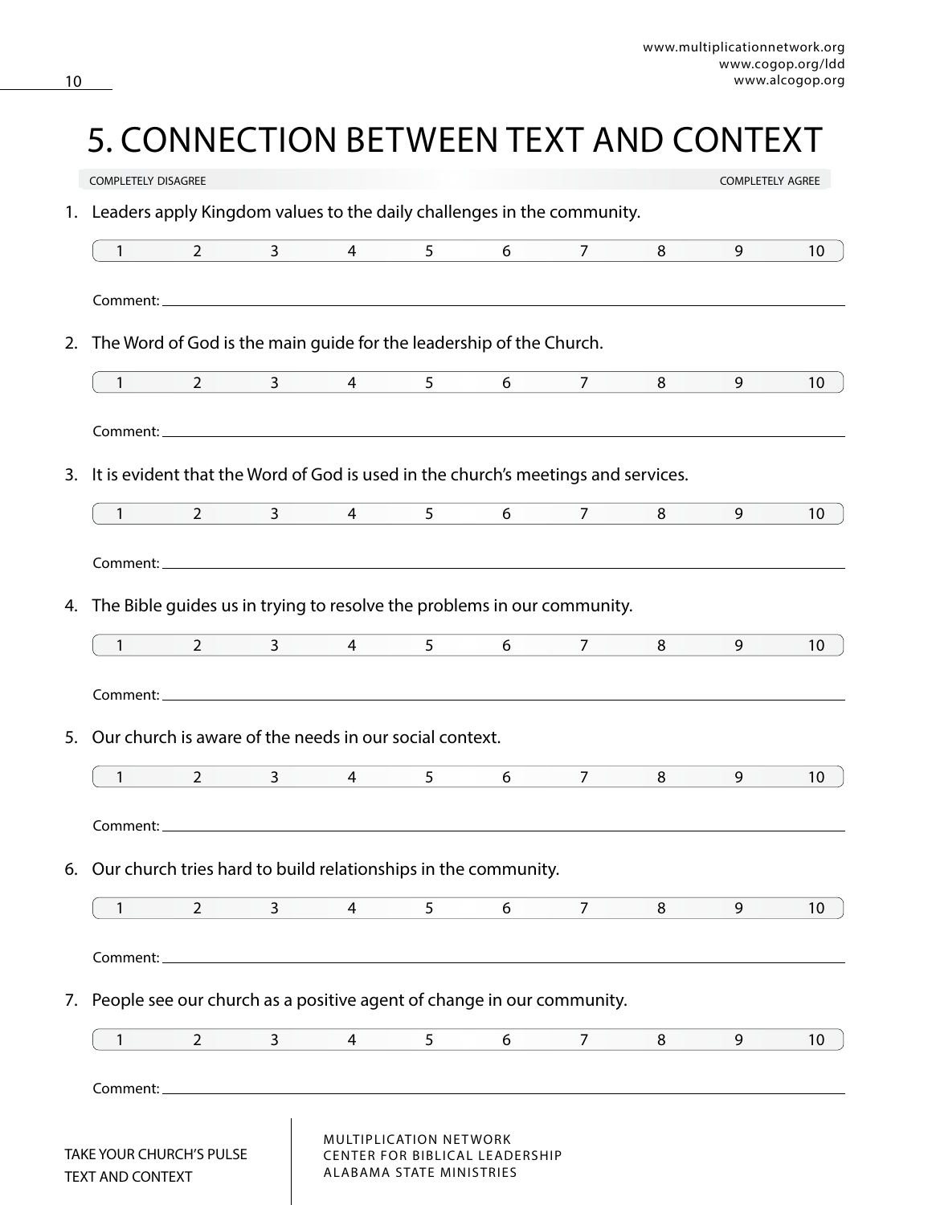# 5. CONNECTION BETWEEN TEXT AND CONTEXT

COMPLETELY DISAGREE — COMPLETELY AGREE

1. Leaders apply Kingdom values to the daily challenges in the community.

   1 2 3 4 5 6 7 8 9 10

   Comment: \_\_\_\_\_\_\_\_\_\_\_\_\_\_\_\_\_\_\_\_\_\_\_\_\_\_\_\_\_\_

2. The Word of God is the main guide for the leadership of the Church.

   1 2 3 4 5 6 7 8 9 10

   Comment: \_\_\_\_\_\_\_\_\_\_\_\_\_\_\_\_\_\_\_\_\_\_\_\_\_\_\_\_\_\_

3. It is evident that the Word of God is used in the church's meetings and services.

   1 2 3 4 5 6 7 8 9 10

   Comment: \_\_\_\_\_\_\_\_\_\_\_\_\_\_\_\_\_\_\_\_\_\_\_\_\_\_\_\_\_\_

4. The Bible guides us in trying to resolve the problems in our community.

   1 2 3 4 5 6 7 8 9 10

   Comment: \_\_\_\_\_\_\_\_\_\_\_\_\_\_\_\_\_\_\_\_\_\_\_\_\_\_\_\_\_\_

5. Our church is aware of the needs in our social context.

   1 2 3 4 5 6 7 8 9 10

   Comment: \_\_\_\_\_\_\_\_\_\_\_\_\_\_\_\_\_\_\_\_\_\_\_\_\_\_\_\_\_\_

6. Our church tries hard to build relationships in the community.

   1 2 3 4 5 6 7 8 9 10

   Comment: \_\_\_\_\_\_\_\_\_\_\_\_\_\_\_\_\_\_\_\_\_\_\_\_\_\_\_\_\_\_

7. People see our church as a positive agent of change in our community.

   1 2 3 4 5 6 7 8 9 10

   Comment: \_\_\_\_\_\_\_\_\_\_\_\_\_\_\_\_\_\_\_\_\_\_\_\_\_\_\_\_\_\_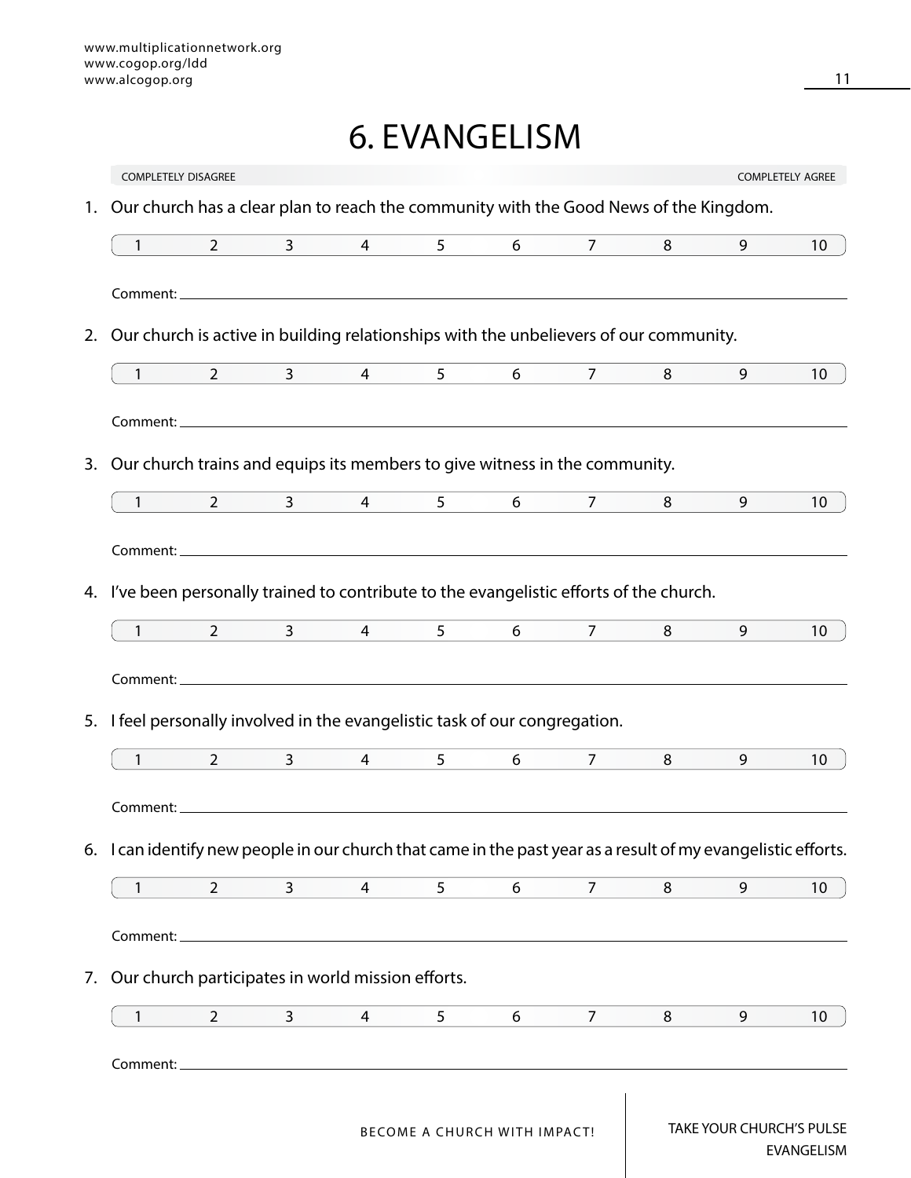# 6. EVANGELISM

COMPLETELY DISAGREE — COMPLETELY AGREE

1. Our church has a clear plan to reach the community with the Good News of the Kingdom.

| 1 | 2 | 3 | 4 | 5 | 6 | 7 | 8 | 9 | 10 |
|---|---|---|---|---|---|---|---|---|---|

Comment: ______________________________

2. Our church is active in building relationships with the unbelievers of our community.

| 1 | 2 | 3 | 4 | 5 | 6 | 7 | 8 | 9 | 10 |
|---|---|---|---|---|---|---|---|---|---|

Comment: ______________________________

3. Our church trains and equips its members to give witness in the community.

| 1 | 2 | 3 | 4 | 5 | 6 | 7 | 8 | 9 | 10 |
|---|---|---|---|---|---|---|---|---|---|

Comment: ______________________________

4. I've been personally trained to contribute to the evangelistic efforts of the church.

| 1 | 2 | 3 | 4 | 5 | 6 | 7 | 8 | 9 | 10 |
|---|---|---|---|---|---|---|---|---|---|

Comment: ______________________________

5. I feel personally involved in the evangelistic task of our congregation.

| 1 | 2 | 3 | 4 | 5 | 6 | 7 | 8 | 9 | 10 |
|---|---|---|---|---|---|---|---|---|---|

Comment: ______________________________

6. I can identify new people in our church that came in the past year as a result of my evangelistic efforts.

| 1 | 2 | 3 | 4 | 5 | 6 | 7 | 8 | 9 | 10 |
|---|---|---|---|---|---|---|---|---|---|

Comment: ______________________________

7. Our church participates in world mission efforts.

| 1 | 2 | 3 | 4 | 5 | 6 | 7 | 8 | 9 | 10 |
|---|---|---|---|---|---|---|---|---|---|

Comment: ______________________________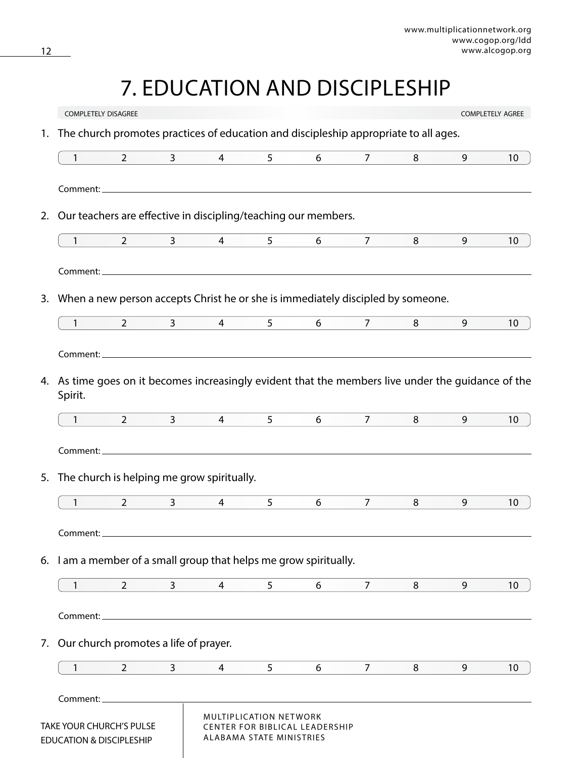# 7. EDUCATION AND DISCIPLESHIP

COMPLETELY DISAGREE — COMPLETELY AGREE

1. The church promotes practices of education and discipleship appropriate to all ages.

| 1 | 2 | 3 | 4 | 5 | 6 | 7 | 8 | 9 | 10 |
|---|---|---|---|---|---|---|---|---|---|

Comment: ______________________________________________

2. Our teachers are effective in discipling/teaching our members.

| 1 | 2 | 3 | 4 | 5 | 6 | 7 | 8 | 9 | 10 |
|---|---|---|---|---|---|---|---|---|---|

Comment: ______________________________________________

3. When a new person accepts Christ he or she is immediately discipled by someone.

| 1 | 2 | 3 | 4 | 5 | 6 | 7 | 8 | 9 | 10 |
|---|---|---|---|---|---|---|---|---|---|

Comment: ______________________________________________

4. As time goes on it becomes increasingly evident that the members live under the guidance of the Spirit.

| 1 | 2 | 3 | 4 | 5 | 6 | 7 | 8 | 9 | 10 |
|---|---|---|---|---|---|---|---|---|---|

Comment: ______________________________________________

5. The church is helping me grow spiritually.

| 1 | 2 | 3 | 4 | 5 | 6 | 7 | 8 | 9 | 10 |
|---|---|---|---|---|---|---|---|---|---|

Comment: ______________________________________________

6. I am a member of a small group that helps me grow spiritually.

| 1 | 2 | 3 | 4 | 5 | 6 | 7 | 8 | 9 | 10 |
|---|---|---|---|---|---|---|---|---|---|

Comment: ______________________________________________

7. Our church promotes a life of prayer.

| 1 | 2 | 3 | 4 | 5 | 6 | 7 | 8 | 9 | 10 |
|---|---|---|---|---|---|---|---|---|---|

Comment: ______________________________________________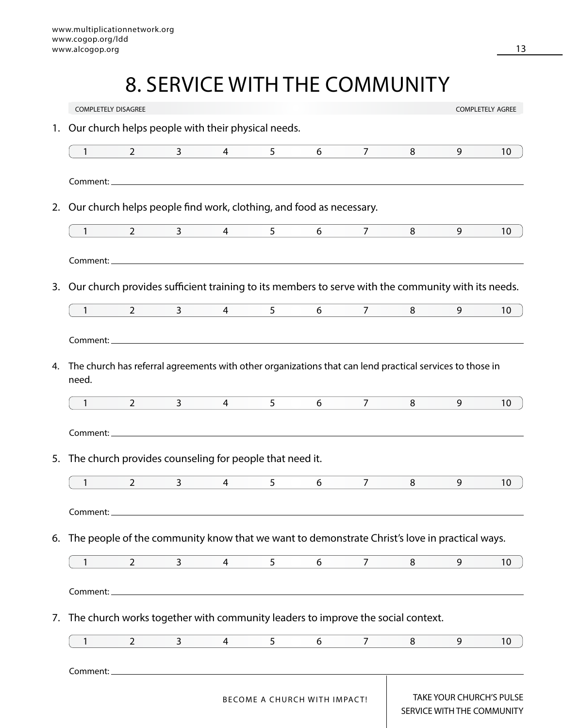# 8. SERVICE WITH THE COMMUNITY

COMPLETELY DISAGREE — COMPLETELY AGREE

1. Our church helps people with their physical needs.

| 1 | 2 | 3 | 4 | 5 | 6 | 7 | 8 | 9 | 10 |
|---|---|---|---|---|---|---|---|---|---|

Comment: ______________________________

2. Our church helps people find work, clothing, and food as necessary.

| 1 | 2 | 3 | 4 | 5 | 6 | 7 | 8 | 9 | 10 |
|---|---|---|---|---|---|---|---|---|---|

Comment: ______________________________

3. Our church provides sufficient training to its members to serve with the community with its needs.

| 1 | 2 | 3 | 4 | 5 | 6 | 7 | 8 | 9 | 10 |
|---|---|---|---|---|---|---|---|---|---|

Comment: ______________________________

4. The church has referral agreements with other organizations that can lend practical services to those in need.

| 1 | 2 | 3 | 4 | 5 | 6 | 7 | 8 | 9 | 10 |
|---|---|---|---|---|---|---|---|---|---|

Comment: ______________________________

5. The church provides counseling for people that need it.

| 1 | 2 | 3 | 4 | 5 | 6 | 7 | 8 | 9 | 10 |
|---|---|---|---|---|---|---|---|---|---|

Comment: ______________________________

6. The people of the community know that we want to demonstrate Christ's love in practical ways.

| 1 | 2 | 3 | 4 | 5 | 6 | 7 | 8 | 9 | 10 |
|---|---|---|---|---|---|---|---|---|---|

Comment: ______________________________

7. The church works together with community leaders to improve the social context.

| 1 | 2 | 3 | 4 | 5 | 6 | 7 | 8 | 9 | 10 |
|---|---|---|---|---|---|---|---|---|---|

Comment: ______________________________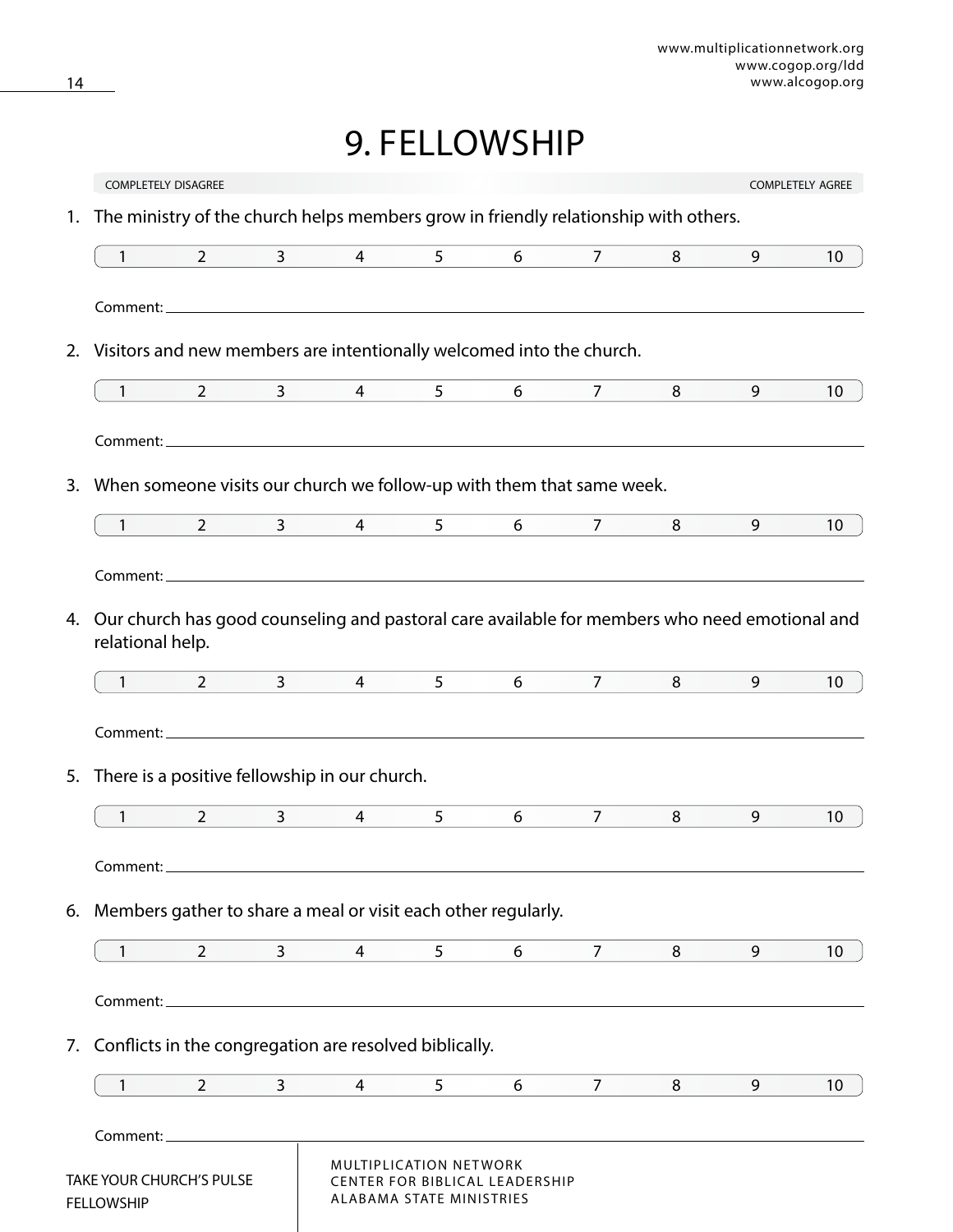# 9. FELLOWSHIP

COMPLETELY DISAGREE — COMPLETELY AGREE

1. The ministry of the church helps members grow in friendly relationship with others.

| 1 | 2 | 3 | 4 | 5 | 6 | 7 | 8 | 9 | 10 |
|---|---|---|---|---|---|---|---|---|---|

Comment: \_\_\_\_\_\_\_\_\_\_\_\_\_\_\_\_\_\_\_\_\_\_\_\_\_\_\_\_\_\_\_\_\_\_\_\_\_\_\_\_

2. Visitors and new members are intentionally welcomed into the church.

| 1 | 2 | 3 | 4 | 5 | 6 | 7 | 8 | 9 | 10 |
|---|---|---|---|---|---|---|---|---|---|

Comment: \_\_\_\_\_\_\_\_\_\_\_\_\_\_\_\_\_\_\_\_\_\_\_\_\_\_\_\_\_\_\_\_\_\_\_\_\_\_\_\_

3. When someone visits our church we follow-up with them that same week.

| 1 | 2 | 3 | 4 | 5 | 6 | 7 | 8 | 9 | 10 |
|---|---|---|---|---|---|---|---|---|---|

Comment: \_\_\_\_\_\_\_\_\_\_\_\_\_\_\_\_\_\_\_\_\_\_\_\_\_\_\_\_\_\_\_\_\_\_\_\_\_\_\_\_

4. Our church has good counseling and pastoral care available for members who need emotional and relational help.

| 1 | 2 | 3 | 4 | 5 | 6 | 7 | 8 | 9 | 10 |
|---|---|---|---|---|---|---|---|---|---|

Comment: \_\_\_\_\_\_\_\_\_\_\_\_\_\_\_\_\_\_\_\_\_\_\_\_\_\_\_\_\_\_\_\_\_\_\_\_\_\_\_\_

5. There is a positive fellowship in our church.

| 1 | 2 | 3 | 4 | 5 | 6 | 7 | 8 | 9 | 10 |
|---|---|---|---|---|---|---|---|---|---|

Comment: \_\_\_\_\_\_\_\_\_\_\_\_\_\_\_\_\_\_\_\_\_\_\_\_\_\_\_\_\_\_\_\_\_\_\_\_\_\_\_\_

6. Members gather to share a meal or visit each other regularly.

| 1 | 2 | 3 | 4 | 5 | 6 | 7 | 8 | 9 | 10 |
|---|---|---|---|---|---|---|---|---|---|

Comment: \_\_\_\_\_\_\_\_\_\_\_\_\_\_\_\_\_\_\_\_\_\_\_\_\_\_\_\_\_\_\_\_\_\_\_\_\_\_\_\_

7. Conflicts in the congregation are resolved biblically.

| 1 | 2 | 3 | 4 | 5 | 6 | 7 | 8 | 9 | 10 |
|---|---|---|---|---|---|---|---|---|---|

Comment: \_\_\_\_\_\_\_\_\_\_\_\_\_\_\_\_\_\_\_\_\_\_\_\_\_\_\_\_\_\_\_\_\_\_\_\_\_\_\_\_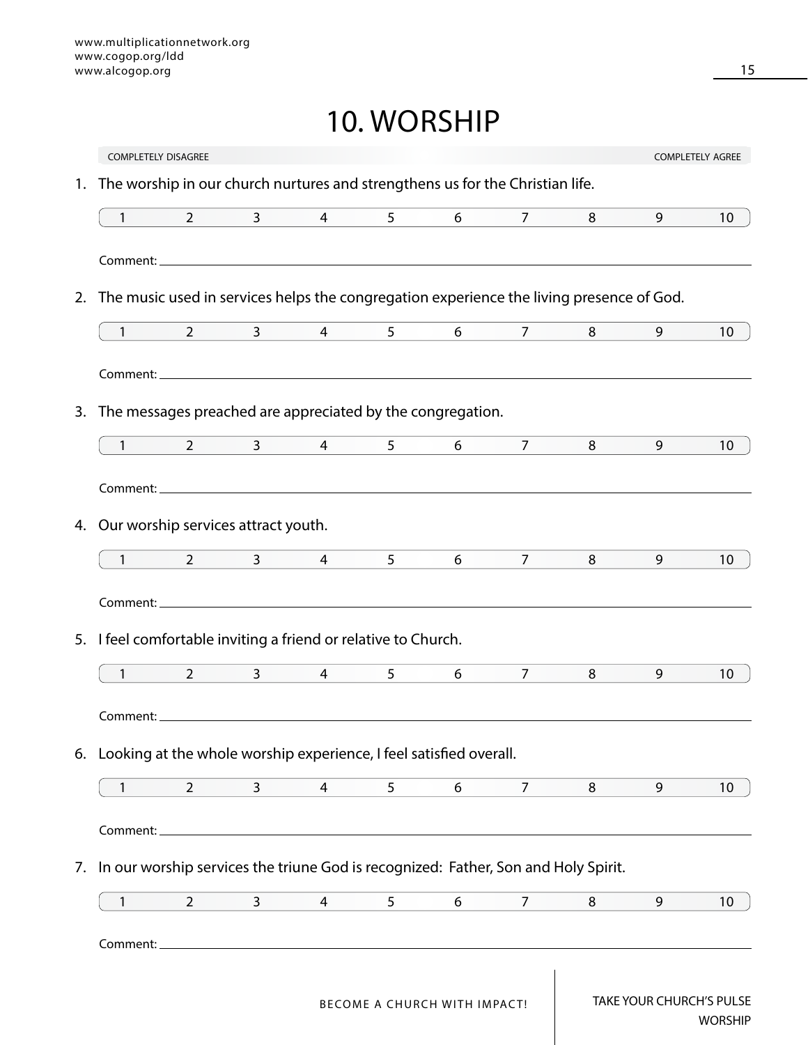# 10. WORSHIP

COMPLETELY DISAGREE — COMPLETELY AGREE

1. The worship in our church nurtures and strengthens us for the Christian life.

   1 2 3 4 5 6 7 8 9 10

   Comment: \_\_\_\_\_\_\_\_\_\_\_\_\_\_\_\_\_\_\_\_

2. The music used in services helps the congregation experience the living presence of God.

   1 2 3 4 5 6 7 8 9 10

   Comment: \_\_\_\_\_\_\_\_\_\_\_\_\_\_\_\_\_\_\_\_

3. The messages preached are appreciated by the congregation.

   1 2 3 4 5 6 7 8 9 10

   Comment: \_\_\_\_\_\_\_\_\_\_\_\_\_\_\_\_\_\_\_\_

4. Our worship services attract youth.

   1 2 3 4 5 6 7 8 9 10

   Comment: \_\_\_\_\_\_\_\_\_\_\_\_\_\_\_\_\_\_\_\_

5. I feel comfortable inviting a friend or relative to Church.

   1 2 3 4 5 6 7 8 9 10

   Comment: \_\_\_\_\_\_\_\_\_\_\_\_\_\_\_\_\_\_\_\_

6. Looking at the whole worship experience, I feel satisfied overall.

   1 2 3 4 5 6 7 8 9 10

   Comment: \_\_\_\_\_\_\_\_\_\_\_\_\_\_\_\_\_\_\_\_

7. In our worship services the triune God is recognized: Father, Son and Holy Spirit.

   1 2 3 4 5 6 7 8 9 10

   Comment: \_\_\_\_\_\_\_\_\_\_\_\_\_\_\_\_\_\_\_\_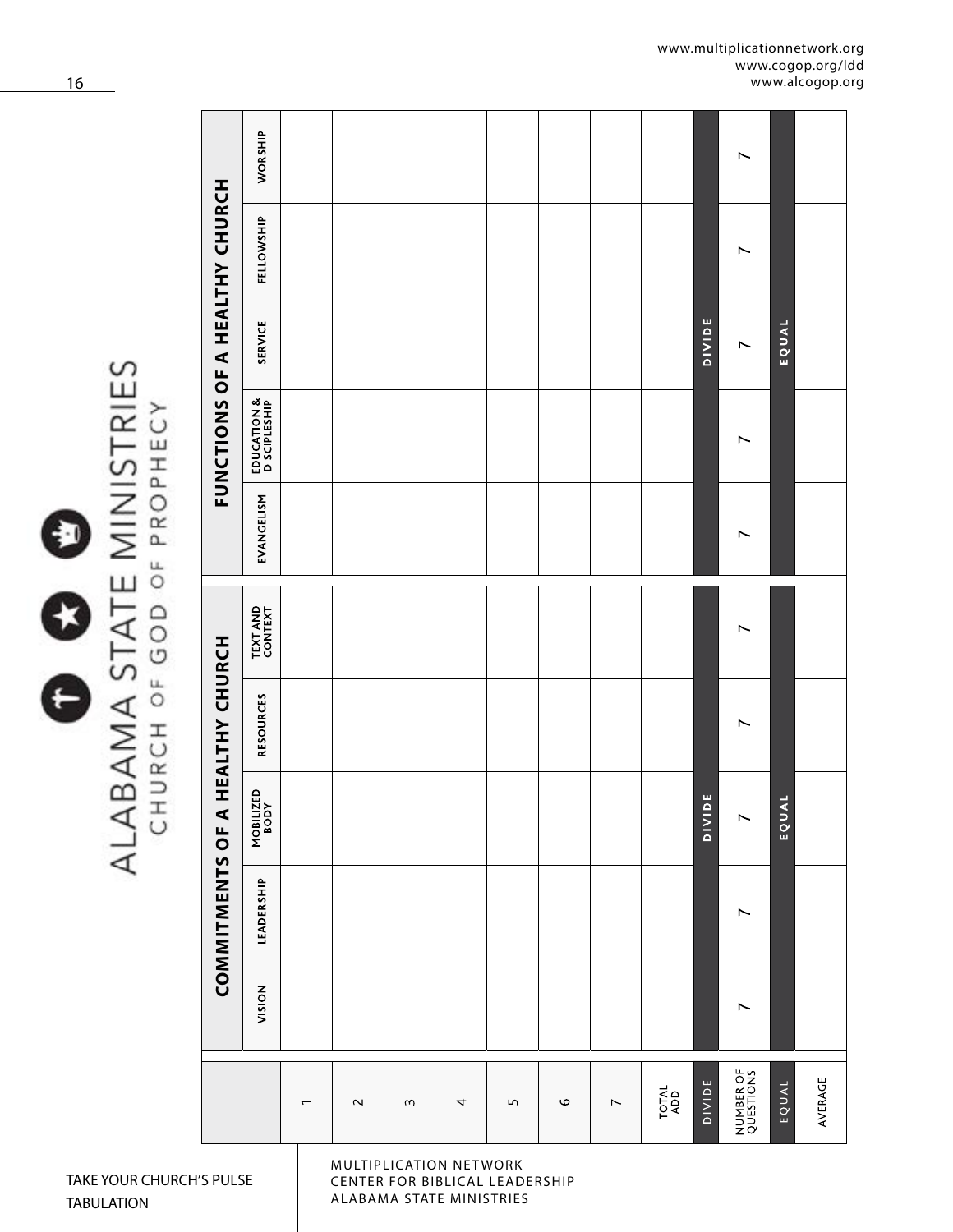# ALABAMA STATE MINISTRIES

CHURCH OF GOD OF PROPHECY

| | COMMITMENTS OF A HEALTHY CHURCH | | | | | FUNCTIONS OF A HEALTHY CHURCH | | | | |
|---|---|---|---|---|---|---|---|---|---|---|
| | VISION | LEADERSHIP | MOBILIZED BODY | RESOURCES | TEXT AND CONTEXT | EVANGELISM | EDUCATION & DISCIPLESHIP | SERVICE | FELLOWSHIP | WORSHIP |
| 1 | | | | | | | | | | |
| 2 | | | | | | | | | | |
| 3 | | | | | | | | | | |
| 4 | | | | | | | | | | |
| 5 | | | | | | | | | | |
| 6 | | | | | | | | | | |
| 7 | | | | | | | | | | |
| TOTAL ADD | | | | | | | | | | |
| DIVIDE | | | DIVIDE | | | | | DIVIDE | | |
| NUMBER OF QUESTIONS | 7 | 7 | 7 | 7 | 7 | 7 | 7 | 7 | 7 | 7 |
| EQUAL | | | EQUAL | | | | | EQUAL | | |
| AVERAGE | | | | | | | | | | |

TAKE YOUR CHURCH'S PULSE
TABULATION

MULTIPLICATION NETWORK
CENTER FOR BIBLICAL LEADERSHIP
ALABAMA STATE MINISTRIES

www.multiplicationnetwork.org
www.cogop.org/ldd
www.alcogop.org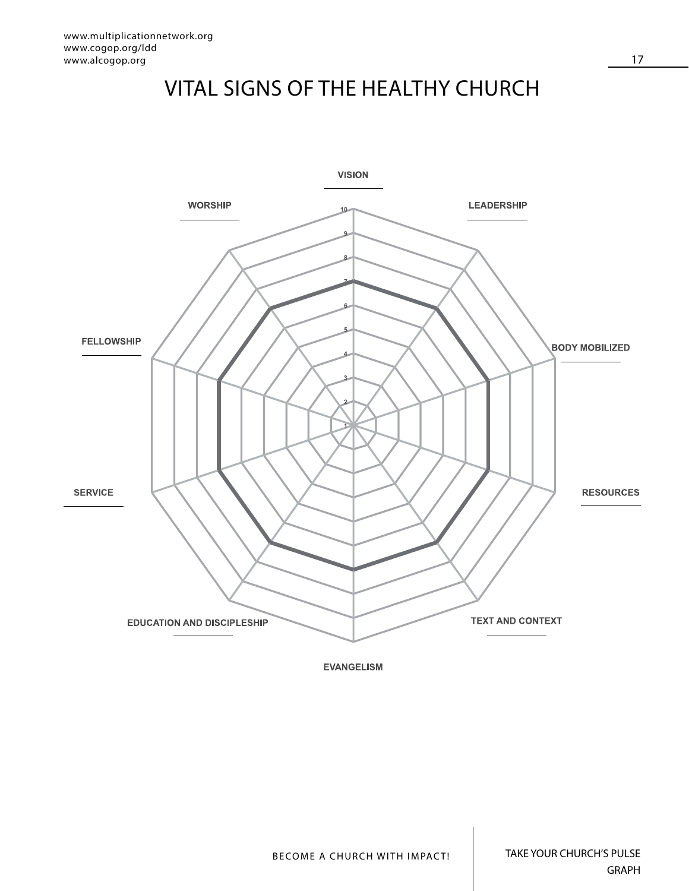www.multiplicationnetwork.org
www.cogop.org/ldd
www.alcogop.org

# VITAL SIGNS OF THE HEALTHY CHURCH

VISION

LEADERSHIP

BODY MOBILIZED

RESOURCES

TEXT AND CONTEXT

EVANGELISM

EDUCATION AND DISCIPLESHIP

SERVICE

FELLOWSHIP

WORSHIP

10
9
8
7
6
5
4
3
2
1

BECOME A CHURCH WITH IMPACT!

TAKE YOUR CHURCH'S PULSE
GRAPH